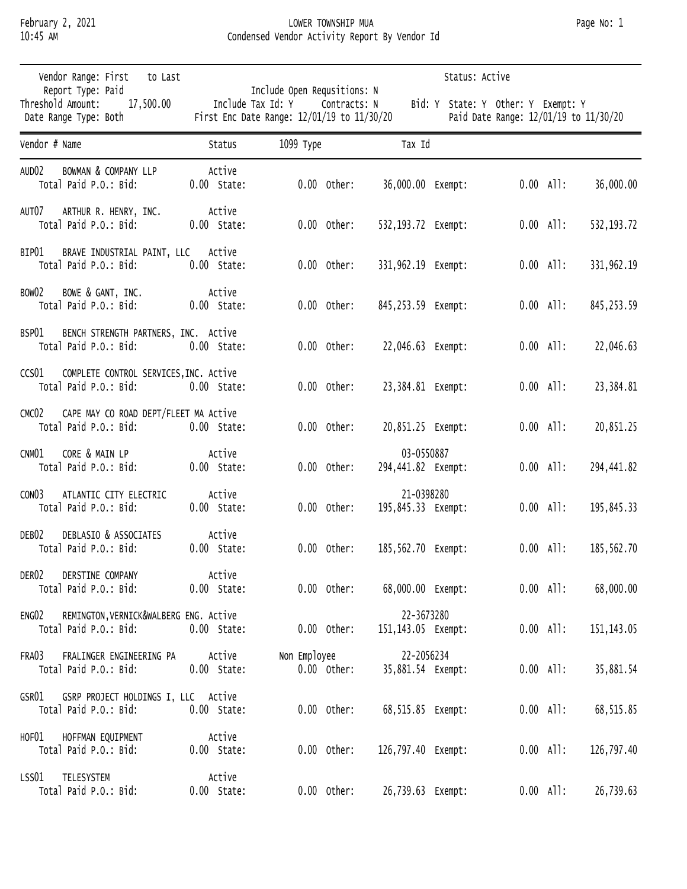# LOWER TOWNSHIP MUA

## Condensed Vendor Activity Report By Vendor Id

February 2, 2021
10:45 AM

Vendor Range: First to Last
Report Type: Paid
Threshold Amount: 17,500.00
Date Range Type: Both

Include Open Requsitions: N
Include Tax Id: Y Contracts: N
First Enc Date Range: 12/01/19 to 11/30/20

Status: Active
Bid: Y State: Y Other: Y Exempt: Y
Paid Date Range: 12/01/19 to 11/30/20

| Vendor # | Name | Status | 1099 Type | Tax Id | Bid | State | Other | Exempt | All |
|---|---|---|---|---|---|---|---|---|---|
| AUD02 | BOWMAN & COMPANY LLP | Active | | | 0.00 | 0.00 | 36,000.00 | 0.00 | 36,000.00 |
| AUT07 | ARTHUR R. HENRY, INC. | Active | | | 0.00 | 0.00 | 532,193.72 | 0.00 | 532,193.72 |
| BIP01 | BRAVE INDUSTRIAL PAINT, LLC | Active | | | 0.00 | 0.00 | 331,962.19 | 0.00 | 331,962.19 |
| BOW02 | BOWE & GANT, INC. | Active | | | 0.00 | 0.00 | 845,253.59 | 0.00 | 845,253.59 |
| BSP01 | BENCH STRENGTH PARTNERS, INC. | Active | | | 0.00 | 0.00 | 22,046.63 | 0.00 | 22,046.63 |
| CCS01 | COMPLETE CONTROL SERVICES,INC. | Active | | | 0.00 | 0.00 | 23,384.81 | 0.00 | 23,384.81 |
| CMC02 | CAPE MAY CO ROAD DEPT/FLEET MA | Active | | | 0.00 | 0.00 | 20,851.25 | 0.00 | 20,851.25 |
| CNM01 | CORE & MAIN LP | Active | | 03-0550887 | 0.00 | 0.00 | 294,441.82 | 0.00 | 294,441.82 |
| CON03 | ATLANTIC CITY ELECTRIC | Active | | 21-0398280 | 0.00 | 0.00 | 195,845.33 | 0.00 | 195,845.33 |
| DEB02 | DEBLASIO & ASSOCIATES | Active | | | 0.00 | 0.00 | 185,562.70 | 0.00 | 185,562.70 |
| DER02 | DERSTINE COMPANY | Active | | | 0.00 | 0.00 | 68,000.00 | 0.00 | 68,000.00 |
| ENG02 | REMINGTON,VERNICK&WALBERG ENG. | Active | | 22-3673280 | 0.00 | 0.00 | 151,143.05 | 0.00 | 151,143.05 |
| FRA03 | FRALINGER ENGINEERING PA | Active | Non Employee | 22-2056234 | 0.00 | 0.00 | 35,881.54 | 0.00 | 35,881.54 |
| GSR01 | GSRP PROJECT HOLDINGS I, LLC | Active | | | 0.00 | 0.00 | 68,515.85 | 0.00 | 68,515.85 |
| HOF01 | HOFFMAN EQUIPMENT | Active | | | 0.00 | 0.00 | 126,797.40 | 0.00 | 126,797.40 |
| LSS01 | TELESYSTEM | Active | | | 0.00 | 0.00 | 26,739.63 | 0.00 | 26,739.63 |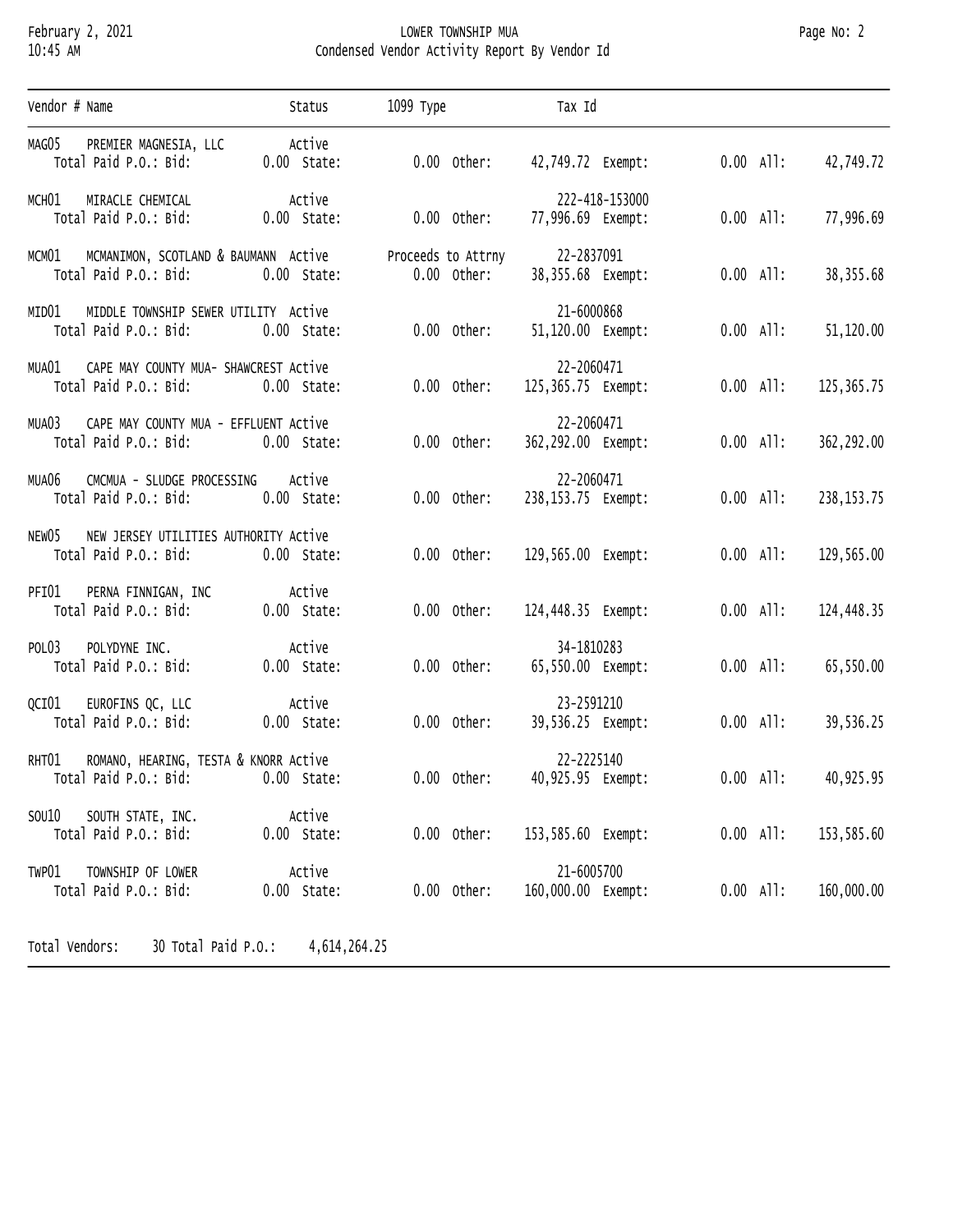# LOWER TOWNSHIP MUA

## Condensed Vendor Activity Report By Vendor Id

| Vendor # | Name | Status | 1099 Type | Tax Id | Total Paid P.O.: Bid | State | Other | Exempt | All |
|---|---|---|---|---|---|---|---|---|---|
| MAG05 | PREMIER MAGNESIA, LLC | Active | | | 0.00 | 0.00 | 42,749.72 | 0.00 | 42,749.72 |
| MCH01 | MIRACLE CHEMICAL | Active | | 222-418-153000 | 0.00 | 0.00 | 77,996.69 | 0.00 | 77,996.69 |
| MCM01 | MCMANIMON, SCOTLAND & BAUMANN | Active | Proceeds to Attrny | 22-2837091 | 0.00 | 0.00 | 38,355.68 | 0.00 | 38,355.68 |
| MID01 | MIDDLE TOWNSHIP SEWER UTILITY | Active | | 21-6000868 | 0.00 | 0.00 | 51,120.00 | 0.00 | 51,120.00 |
| MUA01 | CAPE MAY COUNTY MUA- SHAWCREST | Active | | 22-2060471 | 0.00 | 0.00 | 125,365.75 | 0.00 | 125,365.75 |
| MUA03 | CAPE MAY COUNTY MUA - EFFLUENT | Active | | 22-2060471 | 0.00 | 0.00 | 362,292.00 | 0.00 | 362,292.00 |
| MUA06 | CMCMUA - SLUDGE PROCESSING | Active | | 22-2060471 | 0.00 | 0.00 | 238,153.75 | 0.00 | 238,153.75 |
| NEW05 | NEW JERSEY UTILITIES AUTHORITY | Active | | | 0.00 | 0.00 | 129,565.00 | 0.00 | 129,565.00 |
| PFI01 | PERNA FINNIGAN, INC | Active | | | 0.00 | 0.00 | 124,448.35 | 0.00 | 124,448.35 |
| POL03 | POLYDYNE INC. | Active | | 34-1810283 | 0.00 | 0.00 | 65,550.00 | 0.00 | 65,550.00 |
| QCI01 | EUROFINS QC, LLC | Active | | 23-2591210 | 0.00 | 0.00 | 39,536.25 | 0.00 | 39,536.25 |
| RHT01 | ROMANO, HEARING, TESTA & KNORR | Active | | 22-2225140 | 0.00 | 0.00 | 40,925.95 | 0.00 | 40,925.95 |
| SOU10 | SOUTH STATE, INC. | Active | | | 0.00 | 0.00 | 153,585.60 | 0.00 | 153,585.60 |
| TWP01 | TOWNSHIP OF LOWER | Active | | 21-6005700 | 0.00 | 0.00 | 160,000.00 | 0.00 | 160,000.00 |

Total Vendors: 30 Total Paid P.O.: 4,614,264.25